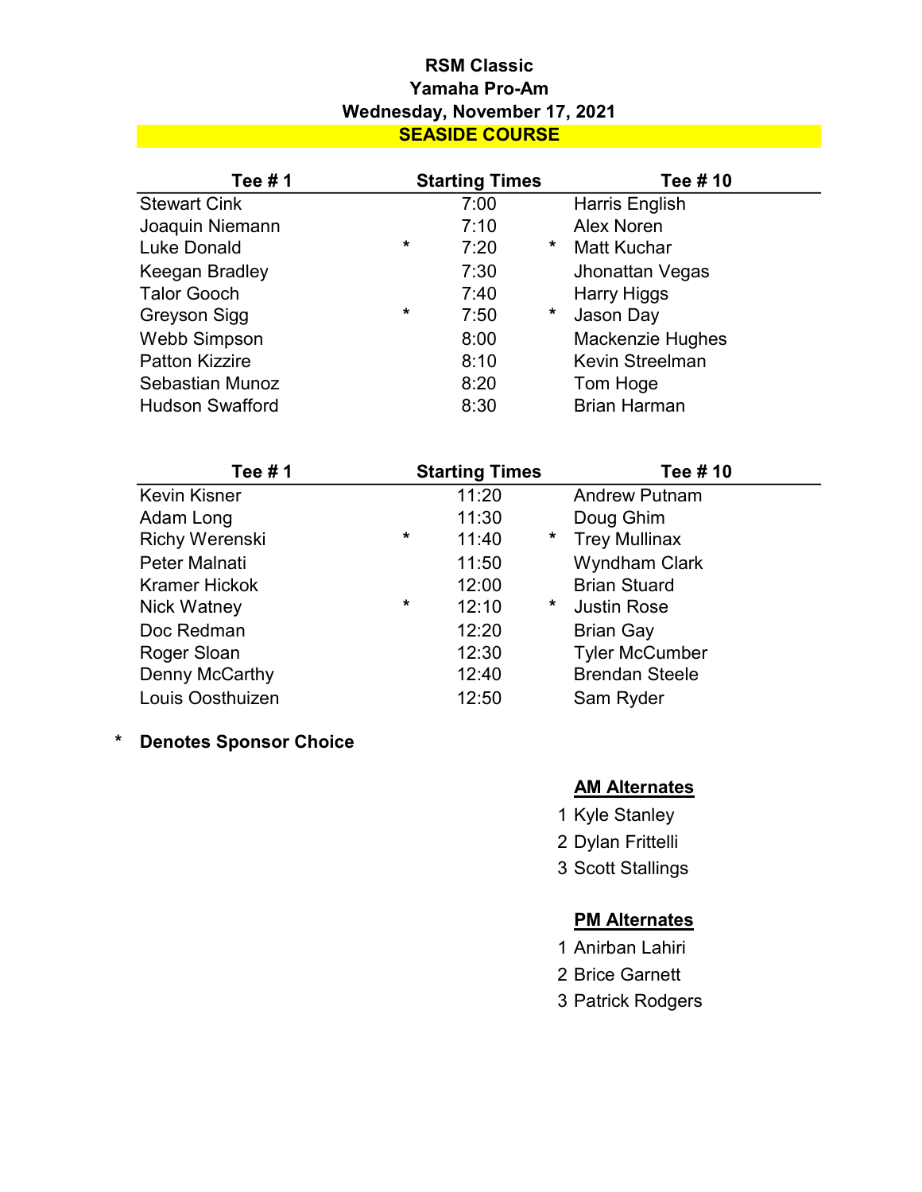# RSM Classic

## Yamaha Pro-Am

### Wednesday, November 17, 2021

### SEASIDE COURSE

| Tee # 1 | | Starting Times | | Tee # 10 |
|---|---|---|---|---|
| Stewart Cink | | 7:00 | | Harris English |
| Joaquin Niemann | | 7:10 | | Alex Noren |
| Luke Donald | * | 7:20 | * | Matt Kuchar |
| Keegan Bradley | | 7:30 | | Jhonattan Vegas |
| Talor Gooch | | 7:40 | | Harry Higgs |
| Greyson Sigg | * | 7:50 | * | Jason Day |
| Webb Simpson | | 8:00 | | Mackenzie Hughes |
| Patton Kizzire | | 8:10 | | Kevin Streelman |
| Sebastian Munoz | | 8:20 | | Tom Hoge |
| Hudson Swafford | | 8:30 | | Brian Harman |

| Tee # 1 | | Starting Times | | Tee # 10 |
|---|---|---|---|---|
| Kevin Kisner | | 11:20 | | Andrew Putnam |
| Adam Long | | 11:30 | | Doug Ghim |
| Richy Werenski | * | 11:40 | * | Trey Mullinax |
| Peter Malnati | | 11:50 | | Wyndham Clark |
| Kramer Hickok | | 12:00 | | Brian Stuard |
| Nick Watney | * | 12:10 | * | Justin Rose |
| Doc Redman | | 12:20 | | Brian Gay |
| Roger Sloan | | 12:30 | | Tyler McCumber |
| Denny McCarthy | | 12:40 | | Brendan Steele |
| Louis Oosthuizen | | 12:50 | | Sam Ryder |

\* **Denotes Sponsor Choice**

**AM Alternates**

1 Kyle Stanley
2 Dylan Frittelli
3 Scott Stallings

**PM Alternates**

1 Anirban Lahiri
2 Brice Garnett
3 Patrick Rodgers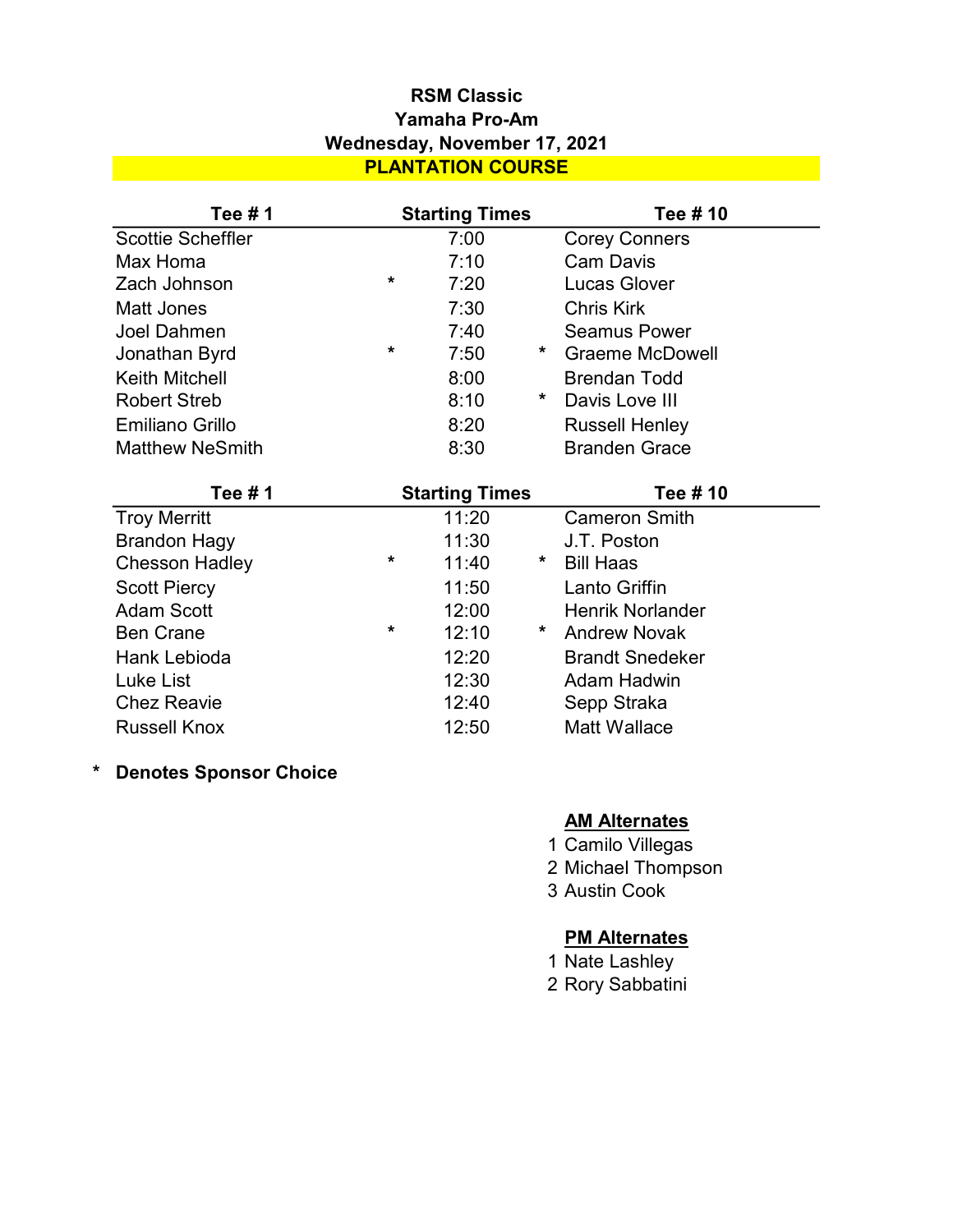**RSM Classic**
**Yamaha Pro-Am**
**Wednesday, November 17, 2021**
**PLANTATION COURSE**

| Tee # 1 | | Starting Times | | Tee # 10 |
|---|---|---|---|---|
| Scottie Scheffler | | 7:00 | | Corey Conners |
| Max Homa | | 7:10 | | Cam Davis |
| Zach Johnson | * | 7:20 | | Lucas Glover |
| Matt Jones | | 7:30 | | Chris Kirk |
| Joel Dahmen | | 7:40 | | Seamus Power |
| Jonathan Byrd | * | 7:50 | * | Graeme McDowell |
| Keith Mitchell | | 8:00 | | Brendan Todd |
| Robert Streb | | 8:10 | * | Davis Love III |
| Emiliano Grillo | | 8:20 | | Russell Henley |
| Matthew NeSmith | | 8:30 | | Branden Grace |

| Tee # 1 | | Starting Times | | Tee # 10 |
|---|---|---|---|---|
| Troy Merritt | | 11:20 | | Cameron Smith |
| Brandon Hagy | | 11:30 | | J.T. Poston |
| Chesson Hadley | * | 11:40 | * | Bill Haas |
| Scott Piercy | | 11:50 | | Lanto Griffin |
| Adam Scott | | 12:00 | | Henrik Norlander |
| Ben Crane | * | 12:10 | * | Andrew Novak |
| Hank Lebioda | | 12:20 | | Brandt Snedeker |
| Luke List | | 12:30 | | Adam Hadwin |
| Chez Reavie | | 12:40 | | Sepp Straka |
| Russell Knox | | 12:50 | | Matt Wallace |

**\* Denotes Sponsor Choice**

**AM Alternates**

1 Camilo Villegas
2 Michael Thompson
3 Austin Cook

**PM Alternates**

1 Nate Lashley
2 Rory Sabbatini